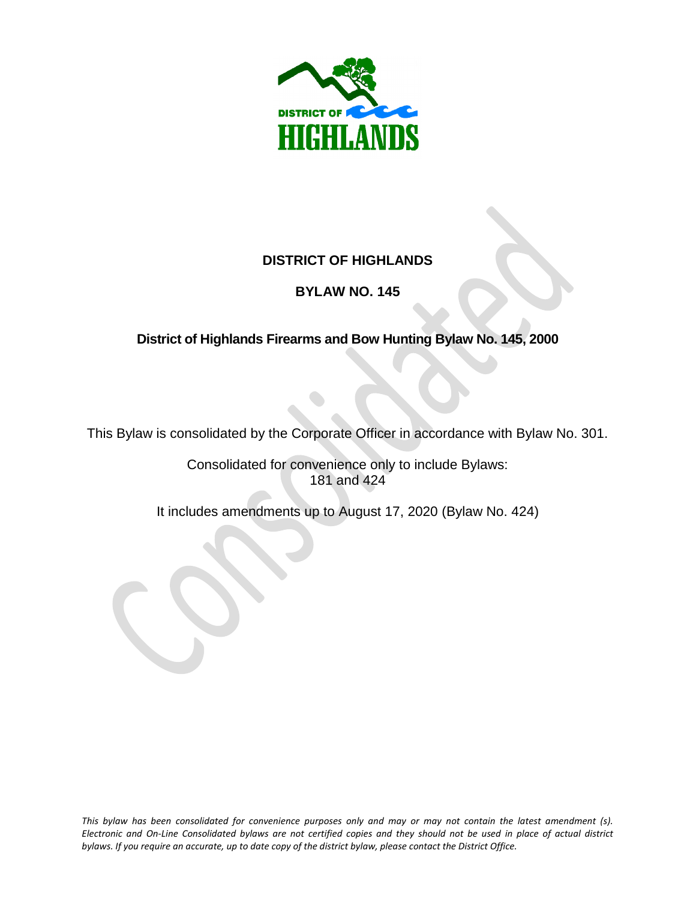# DISTRICT OF HIGHLANDS

## BYLAW NO. 145

### District of Highlands Firearms and Bow Hunting Bylaw No. 145, 2000

This Bylaw is consolidated by the Corporate Officer in accordance with Bylaw No. 301.

Consolidated for convenience only to include Bylaws:
181 and 424

It includes amendments up to August 17, 2020 (Bylaw No. 424)

*This bylaw has been consolidated for convenience purposes only and may or may not contain the latest amendment (s). Electronic and On-Line Consolidated bylaws are not certified copies and they should not be used in place of actual district bylaws. If you require an accurate, up to date copy of the district bylaw, please contact the District Office.*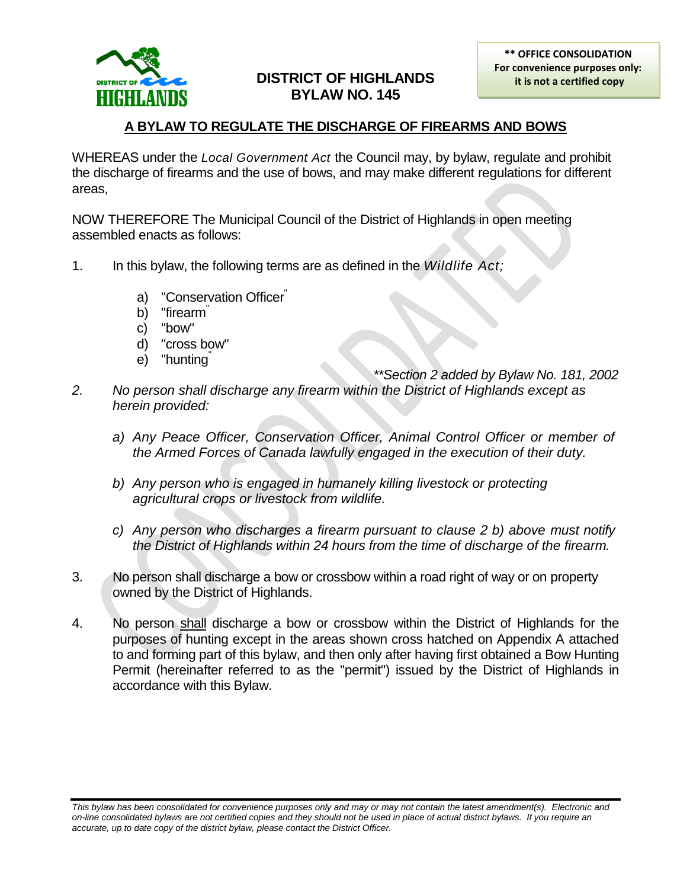**DISTRICT OF HIGHLANDS**
**BYLAW NO. 145**

**\*\* OFFICE CONSOLIDATION**
**For convenience purposes only: it is not a certified copy**

## A BYLAW TO REGULATE THE DISCHARGE OF FIREARMS AND BOWS

WHEREAS under the *Local Government Act* the Council may, by bylaw, regulate and prohibit the discharge of firearms and the use of bows, and may make different regulations for different areas,

NOW THEREFORE The Municipal Council of the District of Highlands in open meeting assembled enacts as follows:

1. In this bylaw, the following terms are as defined in the *Wildlife Act;*

   a) "Conservation Officer"
   b) "firearm"
   c) "bow"
   d) "cross bow"
   e) "hunting"

*\*\*Section 2 added by Bylaw No. 181, 2002*

2. *No person shall discharge any firearm within the District of Highlands except as herein provided:*

   *a) Any Peace Officer, Conservation Officer, Animal Control Officer or member of the Armed Forces of Canada lawfully engaged in the execution of their duty.*

   *b) Any person who is engaged in humanely killing livestock or protecting agricultural crops or livestock from wildlife.*

   *c) Any person who discharges a firearm pursuant to clause 2 b) above must notify the District of Highlands within 24 hours from the time of discharge of the firearm.*

3. No person shall discharge a bow or crossbow within a road right of way or on property owned by the District of Highlands.

4. No person <u>shall</u> discharge a bow or crossbow within the District of Highlands for the purposes of hunting except in the areas shown cross hatched on Appendix A attached to and forming part of this bylaw, and then only after having first obtained a Bow Hunting Permit (hereinafter referred to as the "permit") issued by the District of Highlands in accordance with this Bylaw.

*This bylaw has been consolidated for convenience purposes only and may or may not contain the latest amendment(s). Electronic and on-line consolidated bylaws are not certified copies and they should not be used in place of actual district bylaws. If you require an accurate, up to date copy of the district bylaw, please contact the District Officer.*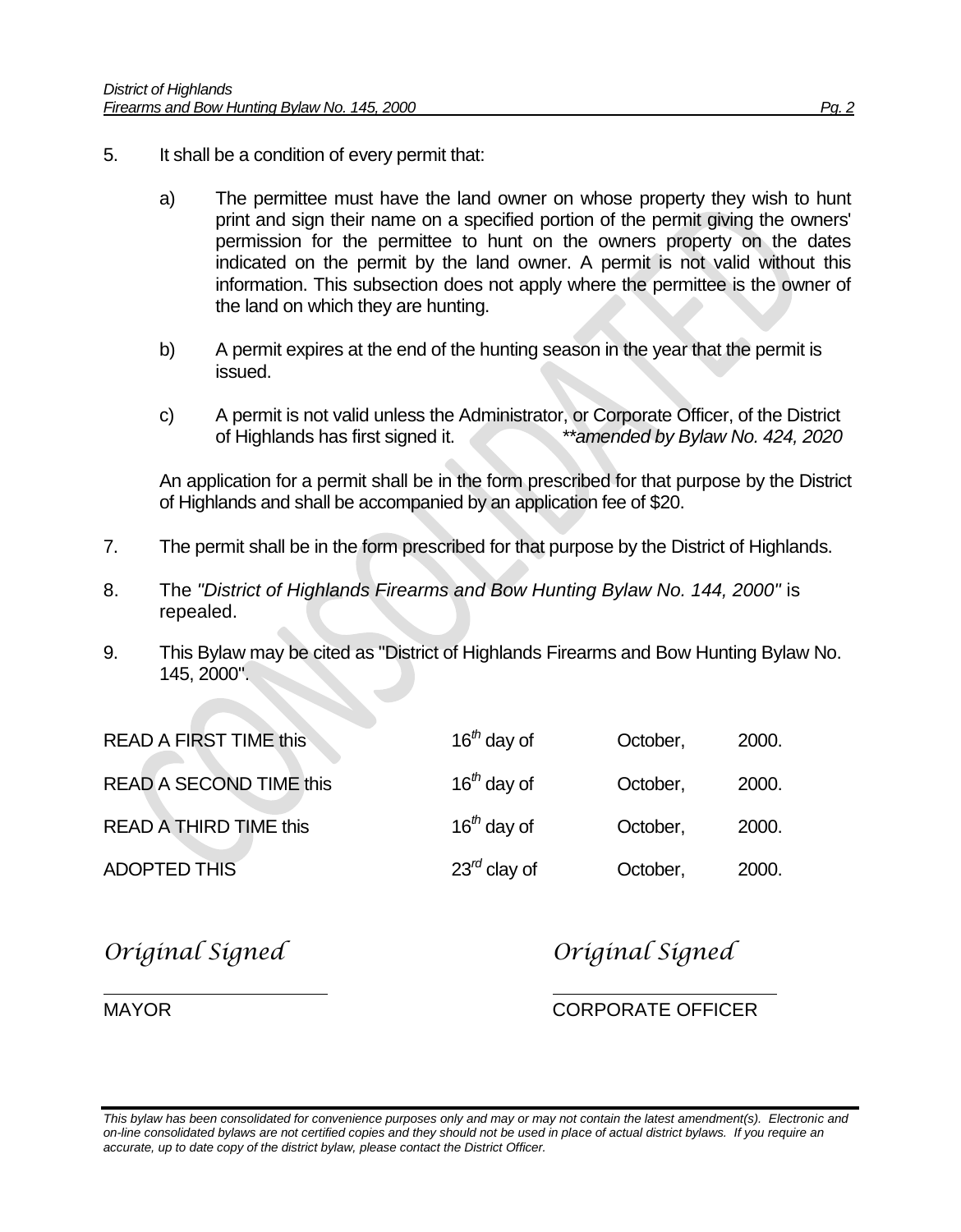5. It shall be a condition of every permit that:

   a) The permittee must have the land owner on whose property they wish to hunt print and sign their name on a specified portion of the permit giving the owners' permission for the permittee to hunt on the owners property on the dates indicated on the permit by the land owner. A permit is not valid without this information. This subsection does not apply where the permittee is the owner of the land on which they are hunting.

   b) A permit expires at the end of the hunting season in the year that the permit is issued.

   c) A permit is not valid unless the Administrator, or Corporate Officer, of the District of Highlands has first signed it. *\*\*amended by Bylaw No. 424, 2020*

   An application for a permit shall be in the form prescribed for that purpose by the District of Highlands and shall be accompanied by an application fee of $20.

7. The permit shall be in the form prescribed for that purpose by the District of Highlands.

8. The *"District of Highlands Firearms and Bow Hunting Bylaw No. 144, 2000"* is repealed.

9. This Bylaw may be cited as "District of Highlands Firearms and Bow Hunting Bylaw No. 145, 2000".

| | | | |
|---|---|---|---|
| READ A FIRST TIME this | 16th day of | October, | 2000. |
| READ A SECOND TIME this | 16th day of | October, | 2000. |
| READ A THIRD TIME this | 16th day of | October, | 2000. |
| ADOPTED THIS | 23rd clay of | October, | 2000. |

*Original Signed* *Original Signed*

MAYOR CORPORATE OFFICER

*This bylaw has been consolidated for convenience purposes only and may or may not contain the latest amendment(s). Electronic and on-line consolidated bylaws are not certified copies and they should not be used in place of actual district bylaws. If you require an accurate, up to date copy of the district bylaw, please contact the District Officer.*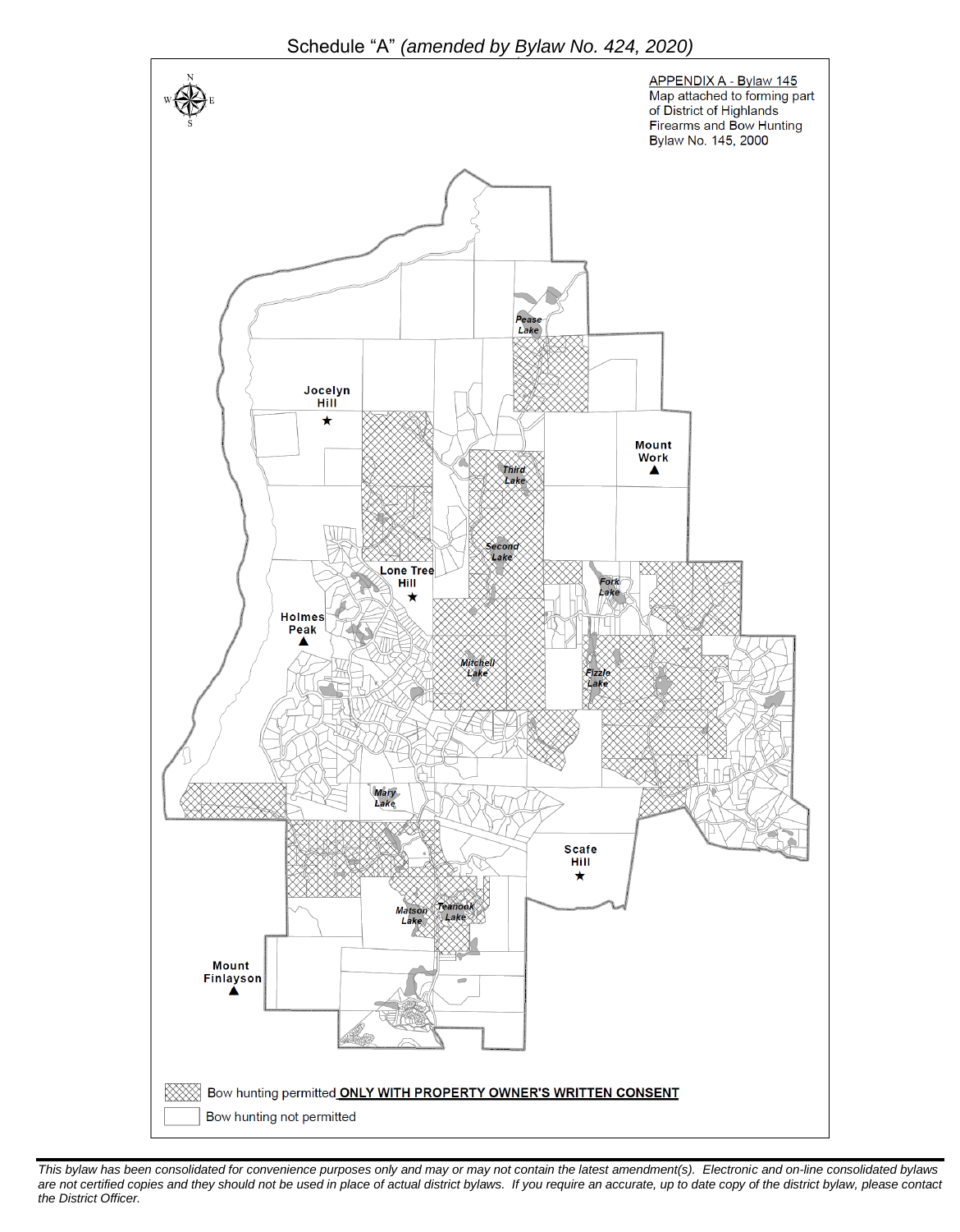Schedule "A" *(amended by Bylaw No. 424, 2020)*

APPENDIX A - Bylaw 145
Map attached to forming part of District of Highlands Firearms and Bow Hunting Bylaw No. 145, 2000

N
W
E
S

Pease Lake

Jocelyn Hill

Mount Work

Third Lake

Second Lake

Lone Tree Hill

Fork Lake

Holmes Peak

Mitchell Lake

Fizzle Lake

Mary Lake

Scafe Hill

Matson Lake

Teanook Lake

Mount Finlayson

Bow hunting permitted **ONLY WITH PROPERTY OWNER'S WRITTEN CONSENT**

Bow hunting not permitted

*This bylaw has been consolidated for convenience purposes only and may or may not contain the latest amendment(s). Electronic and on-line consolidated bylaws are not certified copies and they should not be used in place of actual district bylaws. If you require an accurate, up to date copy of the district bylaw, please contact the District Officer.*